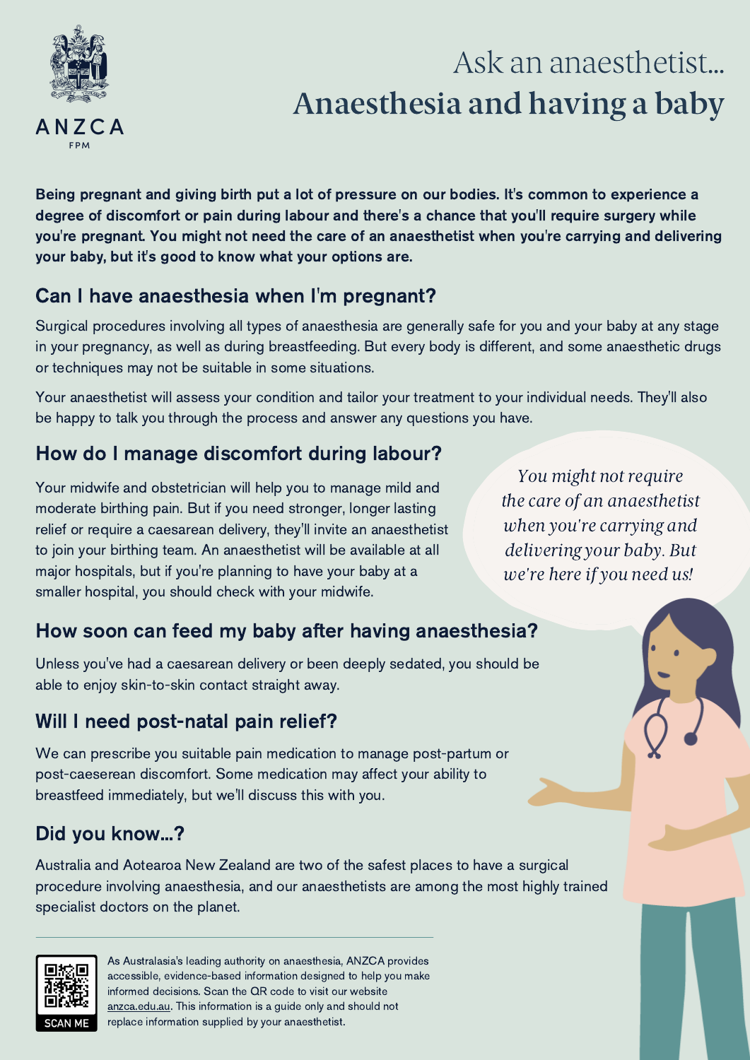ANZCA

FPM

# Ask an anaesthetist...
# Anaesthesia and having a baby

**Being pregnant and giving birth put a lot of pressure on our bodies. It's common to experience a degree of discomfort or pain during labour and there's a chance that you'll require surgery while you're pregnant. You might not need the care of an anaesthetist when you're carrying and delivering your baby, but it's good to know what your options are.**

## Can I have anaesthesia when I'm pregnant?

Surgical procedures involving all types of anaesthesia are generally safe for you and your baby at any stage in your pregnancy, as well as during breastfeeding. But every body is different, and some anaesthetic drugs or techniques may not be suitable in some situations.

Your anaesthetist will assess your condition and tailor your treatment to your individual needs. They'll also be happy to talk you through the process and answer any questions you have.

## How do I manage discomfort during labour?

Your midwife and obstetrician will help you to manage mild and moderate birthing pain. But if you need stronger, longer lasting relief or require a caesarean delivery, they'll invite an anaesthetist to join your birthing team. An anaesthetist will be available at all major hospitals, but if you're planning to have your baby at a smaller hospital, you should check with your midwife.

*You might not require the care of an anaesthetist when you're carrying and delivering your baby. But we're here if you need us!*

## How soon can feed my baby after having anaesthesia?

Unless you've had a caesarean delivery or been deeply sedated, you should be able to enjoy skin-to-skin contact straight away.

## Will I need post-natal pain relief?

We can prescribe you suitable pain medication to manage post-partum or post-caeserean discomfort. Some medication may affect your ability to breastfeed immediately, but we'll discuss this with you.

## Did you know...?

Australia and Aotearoa New Zealand are two of the safest places to have a surgical procedure involving anaesthesia, and our anaesthetists are among the most highly trained specialist doctors on the planet.

---

SCAN ME

As Australasia's leading authority on anaesthesia, ANZCA provides accessible, evidence-based information designed to help you make informed decisions. Scan the QR code to visit our website anzca.edu.au. This information is a guide only and should not replace information supplied by your anaesthetist.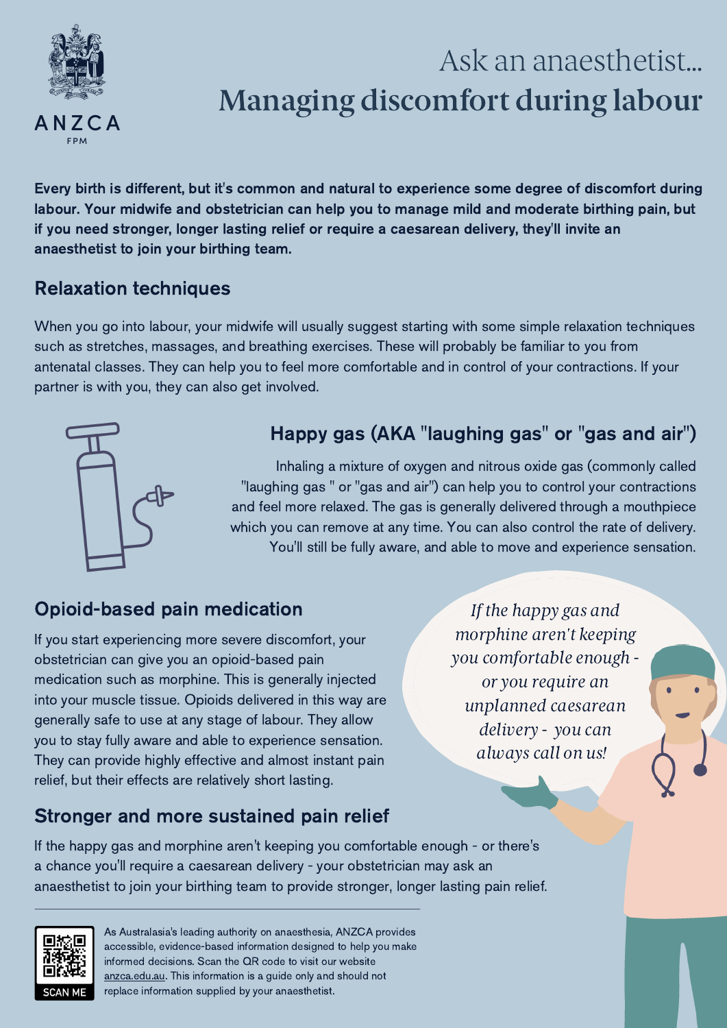ANZCA
FPM

# Ask an anaesthetist...
# Managing discomfort during labour

**Every birth is different, but it's common and natural to experience some degree of discomfort during labour. Your midwife and obstetrician can help you to manage mild and moderate birthing pain, but if you need stronger, longer lasting relief or require a caesarean delivery, they'll invite an anaesthetist to join your birthing team.**

## Relaxation techniques

When you go into labour, your midwife will usually suggest starting with some simple relaxation techniques such as stretches, massages, and breathing exercises. These will probably be familiar to you from antenatal classes. They can help you to feel more comfortable and in control of your contractions. If your partner is with you, they can also get involved.

## Happy gas (AKA "laughing gas" or "gas and air")

Inhaling a mixture of oxygen and nitrous oxide gas (commonly called "laughing gas " or "gas and air") can help you to control your contractions and feel more relaxed. The gas is generally delivered through a mouthpiece which you can remove at any time. You can also control the rate of delivery. You'll still be fully aware, and able to move and experience sensation.

## Opioid-based pain medication

If you start experiencing more severe discomfort, your obstetrician can give you an opioid-based pain medication such as morphine. This is generally injected into your muscle tissue. Opioids delivered in this way are generally safe to use at any stage of labour. They allow you to stay fully aware and able to experience sensation. They can provide highly effective and almost instant pain relief, but their effects are relatively short lasting.

*If the happy gas and morphine aren't keeping you comfortable enough - or you require an unplanned caesarean delivery - you can always call on us!*

## Stronger and more sustained pain relief

If the happy gas and morphine aren't keeping you comfortable enough - or there's a chance you'll require a caesarean delivery - your obstetrician may ask an anaesthetist to join your birthing team to provide stronger, longer lasting pain relief.

---

SCAN ME

As Australasia's leading authority on anaesthesia, ANZCA provides accessible, evidence-based information designed to help you make informed decisions. Scan the QR code to visit our website anzca.edu.au. This information is a guide only and should not replace information supplied by your anaesthetist.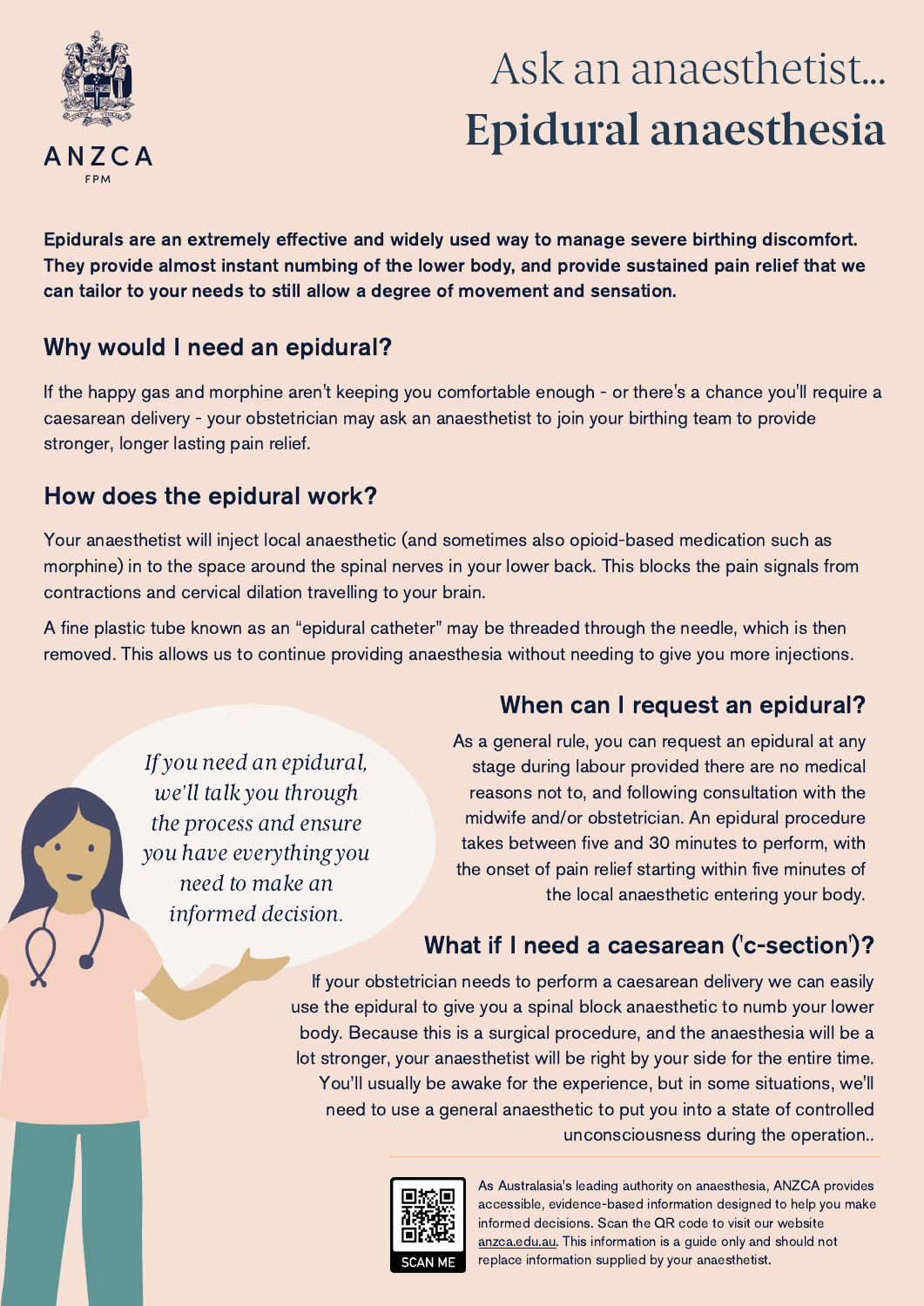ANZCA

FPM

# Ask an anaesthetist...
# Epidural anaesthesia

**Epidurals are an extremely effective and widely used way to manage severe birthing discomfort. They provide almost instant numbing of the lower body, and provide sustained pain relief that we can tailor to your needs to still allow a degree of movement and sensation.**

## Why would I need an epidural?

If the happy gas and morphine aren't keeping you comfortable enough - or there's a chance you'll require a caesarean delivery - your obstetrician may ask an anaesthetist to join your birthing team to provide stronger, longer lasting pain relief.

## How does the epidural work?

Your anaesthetist will inject local anaesthetic (and sometimes also opioid-based medication such as morphine) in to the space around the spinal nerves in your lower back. This blocks the pain signals from contractions and cervical dilation travelling to your brain.

A fine plastic tube known as an "epidural catheter" may be threaded through the needle, which is then removed. This allows us to continue providing anaesthesia without needing to give you more injections.

## When can I request an epidural?

As a general rule, you can request an epidural at any stage during labour provided there are no medical reasons not to, and following consultation with the midwife and/or obstetrician. An epidural procedure takes between five and 30 minutes to perform, with the onset of pain relief starting within five minutes of the local anaesthetic entering your body.

*If you need an epidural, we'll talk you through the process and ensure you have everything you need to make an informed decision.*

## What if I need a caesarean ('c-section')?

If your obstetrician needs to perform a caesarean delivery we can easily use the epidural to give you a spinal block anaesthetic to numb your lower body. Because this is a surgical procedure, and the anaesthesia will be a lot stronger, your anaesthetist will be right by your side for the entire time. You'll usually be awake for the experience, but in some situations, we'll need to use a general anaesthetic to put you into a state of controlled unconsciousness during the operation..

SCAN ME

As Australasia's leading authority on anaesthesia, ANZCA provides accessible, evidence-based information designed to help you make informed decisions. Scan the QR code to visit our website anzca.edu.au. This information is a guide only and should not replace information supplied by your anaesthetist.